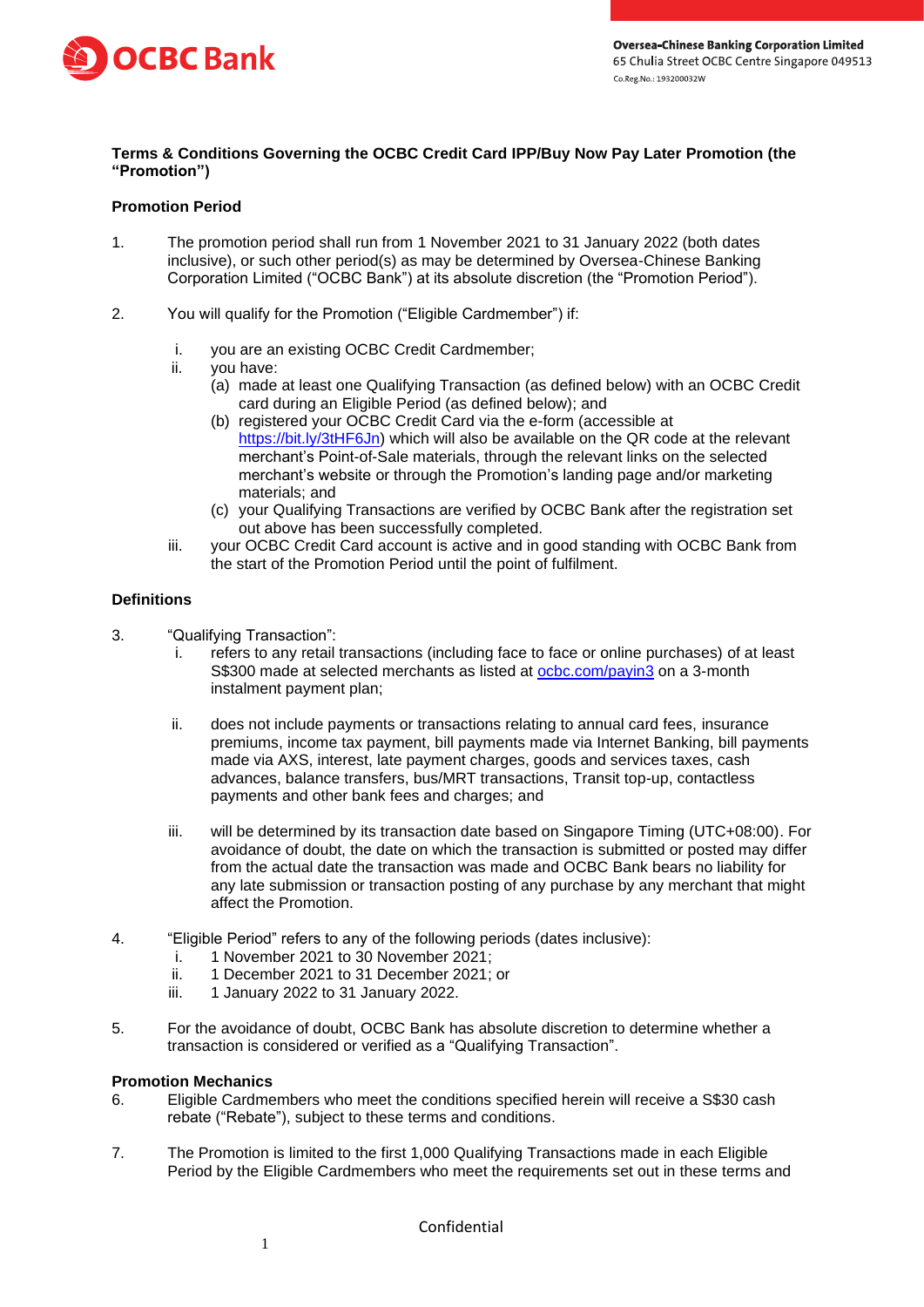**Terms & Conditions Governing the OCBC Credit Card IPP/Buy Now Pay Later Promotion (the "Promotion")**

**Promotion Period**

1. The promotion period shall run from 1 November 2021 to 31 January 2022 (both dates inclusive), or such other period(s) as may be determined by Oversea-Chinese Banking Corporation Limited ("OCBC Bank") at its absolute discretion (the "Promotion Period").

2. You will qualify for the Promotion ("Eligible Cardmember") if:

   i. you are an existing OCBC Credit Cardmember;
   
   ii. you have:
      (a) made at least one Qualifying Transaction (as defined below) with an OCBC Credit card during an Eligible Period (as defined below); and
      (b) registered your OCBC Credit Card via the e-form (accessible at https://bit.ly/3tHF6Jn) which will also be available on the QR code at the relevant merchant's Point-of-Sale materials, through the relevant links on the selected merchant's website or through the Promotion's landing page and/or marketing materials; and
      (c) your Qualifying Transactions are verified by OCBC Bank after the registration set out above has been successfully completed.
   
   iii. your OCBC Credit Card account is active and in good standing with OCBC Bank from the start of the Promotion Period until the point of fulfilment.

**Definitions**

3. "Qualifying Transaction":

   i. refers to any retail transactions (including face to face or online purchases) of at least S$300 made at selected merchants as listed at ocbc.com/payin3 on a 3-month instalment payment plan;

   ii. does not include payments or transactions relating to annual card fees, insurance premiums, income tax payment, bill payments made via Internet Banking, bill payments made via AXS, interest, late payment charges, goods and services taxes, cash advances, balance transfers, bus/MRT transactions, Transit top-up, contactless payments and other bank fees and charges; and

   iii. will be determined by its transaction date based on Singapore Timing (UTC+08:00). For avoidance of doubt, the date on which the transaction is submitted or posted may differ from the actual date the transaction was made and OCBC Bank bears no liability for any late submission or transaction posting of any purchase by any merchant that might affect the Promotion.

4. "Eligible Period" refers to any of the following periods (dates inclusive):

   i. 1 November 2021 to 30 November 2021;
   
   ii. 1 December 2021 to 31 December 2021; or
   
   iii. 1 January 2022 to 31 January 2022.

5. For the avoidance of doubt, OCBC Bank has absolute discretion to determine whether a transaction is considered or verified as a "Qualifying Transaction".

**Promotion Mechanics**

6. Eligible Cardmembers who meet the conditions specified herein will receive a S$30 cash rebate ("Rebate"), subject to these terms and conditions.

7. The Promotion is limited to the first 1,000 Qualifying Transactions made in each Eligible Period by the Eligible Cardmembers who meet the requirements set out in these terms and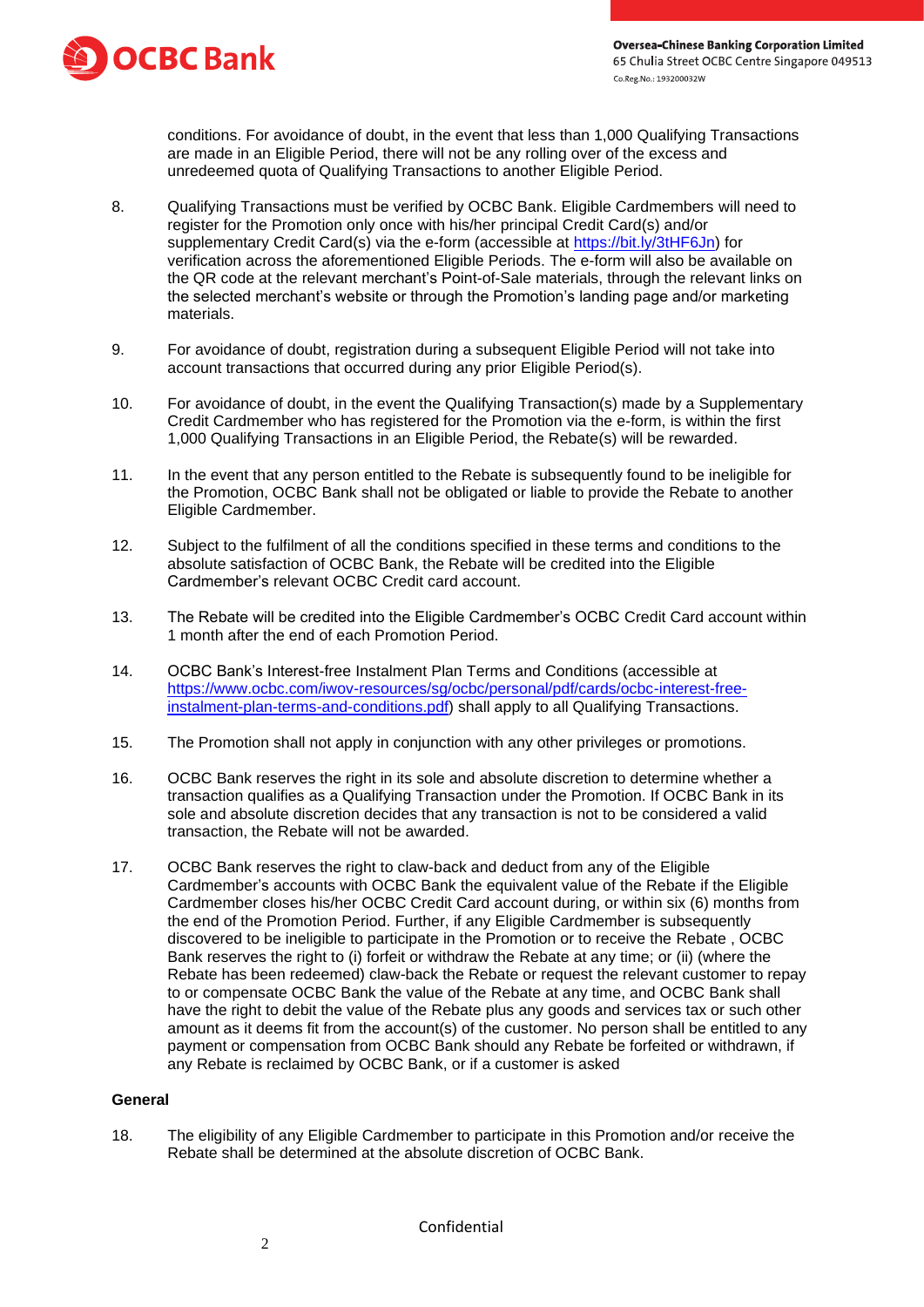conditions. For avoidance of doubt, in the event that less than 1,000 Qualifying Transactions are made in an Eligible Period, there will not be any rolling over of the excess and unredeemed quota of Qualifying Transactions to another Eligible Period.

8. Qualifying Transactions must be verified by OCBC Bank. Eligible Cardmembers will need to register for the Promotion only once with his/her principal Credit Card(s) and/or supplementary Credit Card(s) via the e-form (accessible at [https://bit.ly/3tHF6Jn](https://bit.ly/3tHF6Jn)) for verification across the aforementioned Eligible Periods. The e-form will also be available on the QR code at the relevant merchant's Point-of-Sale materials, through the relevant links on the selected merchant's website or through the Promotion's landing page and/or marketing materials.

9. For avoidance of doubt, registration during a subsequent Eligible Period will not take into account transactions that occurred during any prior Eligible Period(s).

10. For avoidance of doubt, in the event the Qualifying Transaction(s) made by a Supplementary Credit Cardmember who has registered for the Promotion via the e-form, is within the first 1,000 Qualifying Transactions in an Eligible Period, the Rebate(s) will be rewarded.

11. In the event that any person entitled to the Rebate is subsequently found to be ineligible for the Promotion, OCBC Bank shall not be obligated or liable to provide the Rebate to another Eligible Cardmember.

12. Subject to the fulfilment of all the conditions specified in these terms and conditions to the absolute satisfaction of OCBC Bank, the Rebate will be credited into the Eligible Cardmember's relevant OCBC Credit card account.

13. The Rebate will be credited into the Eligible Cardmember's OCBC Credit Card account within 1 month after the end of each Promotion Period.

14. OCBC Bank's Interest-free Instalment Plan Terms and Conditions (accessible at [https://www.ocbc.com/iwov-resources/sg/ocbc/personal/pdf/cards/ocbc-interest-free-instalment-plan-terms-and-conditions.pdf](https://www.ocbc.com/iwov-resources/sg/ocbc/personal/pdf/cards/ocbc-interest-free-instalment-plan-terms-and-conditions.pdf)) shall apply to all Qualifying Transactions.

15. The Promotion shall not apply in conjunction with any other privileges or promotions.

16. OCBC Bank reserves the right in its sole and absolute discretion to determine whether a transaction qualifies as a Qualifying Transaction under the Promotion. If OCBC Bank in its sole and absolute discretion decides that any transaction is not to be considered a valid transaction, the Rebate will not be awarded.

17. OCBC Bank reserves the right to claw-back and deduct from any of the Eligible Cardmember's accounts with OCBC Bank the equivalent value of the Rebate if the Eligible Cardmember closes his/her OCBC Credit Card account during, or within six (6) months from the end of the Promotion Period. Further, if any Eligible Cardmember is subsequently discovered to be ineligible to participate in the Promotion or to receive the Rebate , OCBC Bank reserves the right to (i) forfeit or withdraw the Rebate at any time; or (ii) (where the Rebate has been redeemed) claw-back the Rebate or request the relevant customer to repay to or compensate OCBC Bank the value of the Rebate at any time, and OCBC Bank shall have the right to debit the value of the Rebate plus any goods and services tax or such other amount as it deems fit from the account(s) of the customer. No person shall be entitled to any payment or compensation from OCBC Bank should any Rebate be forfeited or withdrawn, if any Rebate is reclaimed by OCBC Bank, or if a customer is asked

**General**

18. The eligibility of any Eligible Cardmember to participate in this Promotion and/or receive the Rebate shall be determined at the absolute discretion of OCBC Bank.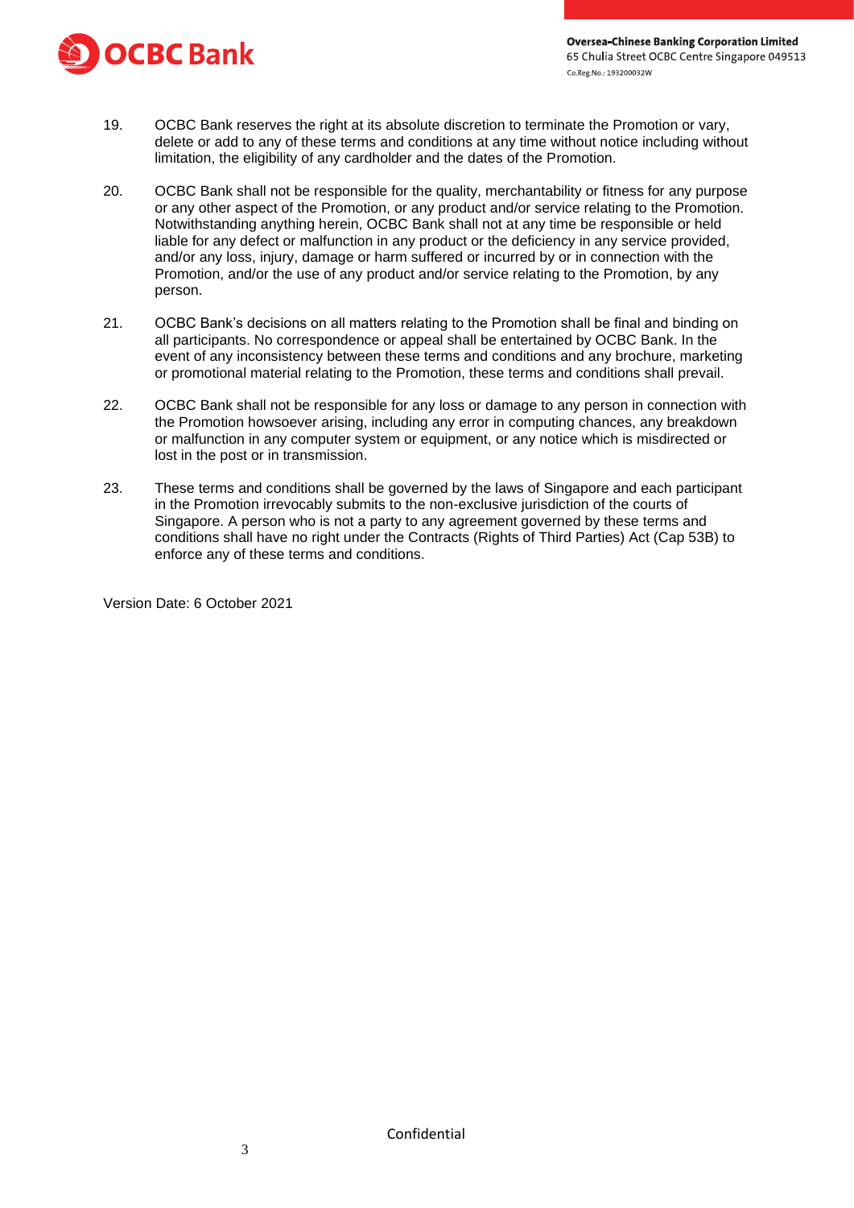19. OCBC Bank reserves the right at its absolute discretion to terminate the Promotion or vary, delete or add to any of these terms and conditions at any time without notice including without limitation, the eligibility of any cardholder and the dates of the Promotion.

20. OCBC Bank shall not be responsible for the quality, merchantability or fitness for any purpose or any other aspect of the Promotion, or any product and/or service relating to the Promotion. Notwithstanding anything herein, OCBC Bank shall not at any time be responsible or held liable for any defect or malfunction in any product or the deficiency in any service provided, and/or any loss, injury, damage or harm suffered or incurred by or in connection with the Promotion, and/or the use of any product and/or service relating to the Promotion, by any person.

21. OCBC Bank's decisions on all matters relating to the Promotion shall be final and binding on all participants. No correspondence or appeal shall be entertained by OCBC Bank. In the event of any inconsistency between these terms and conditions and any brochure, marketing or promotional material relating to the Promotion, these terms and conditions shall prevail.

22. OCBC Bank shall not be responsible for any loss or damage to any person in connection with the Promotion howsoever arising, including any error in computing chances, any breakdown or malfunction in any computer system or equipment, or any notice which is misdirected or lost in the post or in transmission.

23. These terms and conditions shall be governed by the laws of Singapore and each participant in the Promotion irrevocably submits to the non-exclusive jurisdiction of the courts of Singapore. A person who is not a party to any agreement governed by these terms and conditions shall have no right under the Contracts (Rights of Third Parties) Act (Cap 53B) to enforce any of these terms and conditions.

Version Date: 6 October 2021